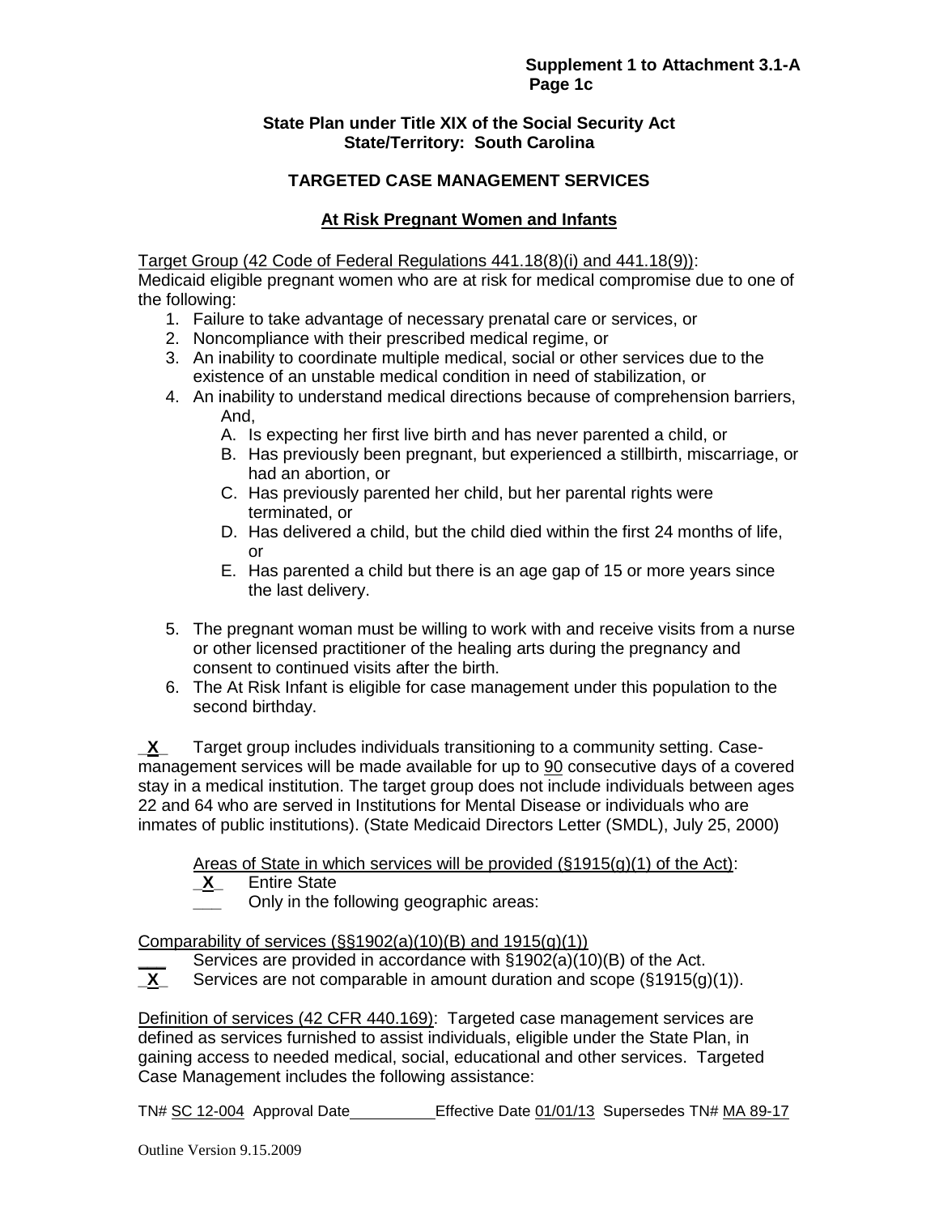Supplement 1 to Attachment 3.1-A
Page 1c

**State Plan under Title XIX of the Social Security Act**
**State/Territory: South Carolina**

**TARGETED CASE MANAGEMENT SERVICES**

**At Risk Pregnant Women and Infants**

Target Group (42 Code of Federal Regulations 441.18(8)(i) and 441.18(9)):
Medicaid eligible pregnant women who are at risk for medical compromise due to one of the following:

1. Failure to take advantage of necessary prenatal care or services, or
2. Noncompliance with their prescribed medical regime, or
3. An inability to coordinate multiple medical, social or other services due to the existence of an unstable medical condition in need of stabilization, or
4. An inability to understand medical directions because of comprehension barriers, And,
   A. Is expecting her first live birth and has never parented a child, or
   B. Has previously been pregnant, but experienced a stillbirth, miscarriage, or had an abortion, or
   C. Has previously parented her child, but her parental rights were terminated, or
   D. Has delivered a child, but the child died within the first 24 months of life, or
   E. Has parented a child but there is an age gap of 15 or more years since the last delivery.
5. The pregnant woman must be willing to work with and receive visits from a nurse or other licensed practitioner of the healing arts during the pregnancy and consent to continued visits after the birth.
6. The At Risk Infant is eligible for case management under this population to the second birthday.

_X_ Target group includes individuals transitioning to a community setting. Case-management services will be made available for up to 90 consecutive days of a covered stay in a medical institution. The target group does not include individuals between ages 22 and 64 who are served in Institutions for Mental Disease or individuals who are inmates of public institutions). (State Medicaid Directors Letter (SMDL), July 25, 2000)

Areas of State in which services will be provided (§1915(g)(1) of the Act):
_X_ Entire State
___ Only in the following geographic areas:

Comparability of services (§§1902(a)(10)(B) and 1915(g)(1))
___ Services are provided in accordance with §1902(a)(10)(B) of the Act.
_X_ Services are not comparable in amount duration and scope (§1915(g)(1)).

Definition of services (42 CFR 440.169): Targeted case management services are defined as services furnished to assist individuals, eligible under the State Plan, in gaining access to needed medical, social, educational and other services. Targeted Case Management includes the following assistance:

TN# SC 12-004 Approval Date__________ Effective Date 01/01/13 Supersedes TN# MA 89-17

Outline Version 9.15.2009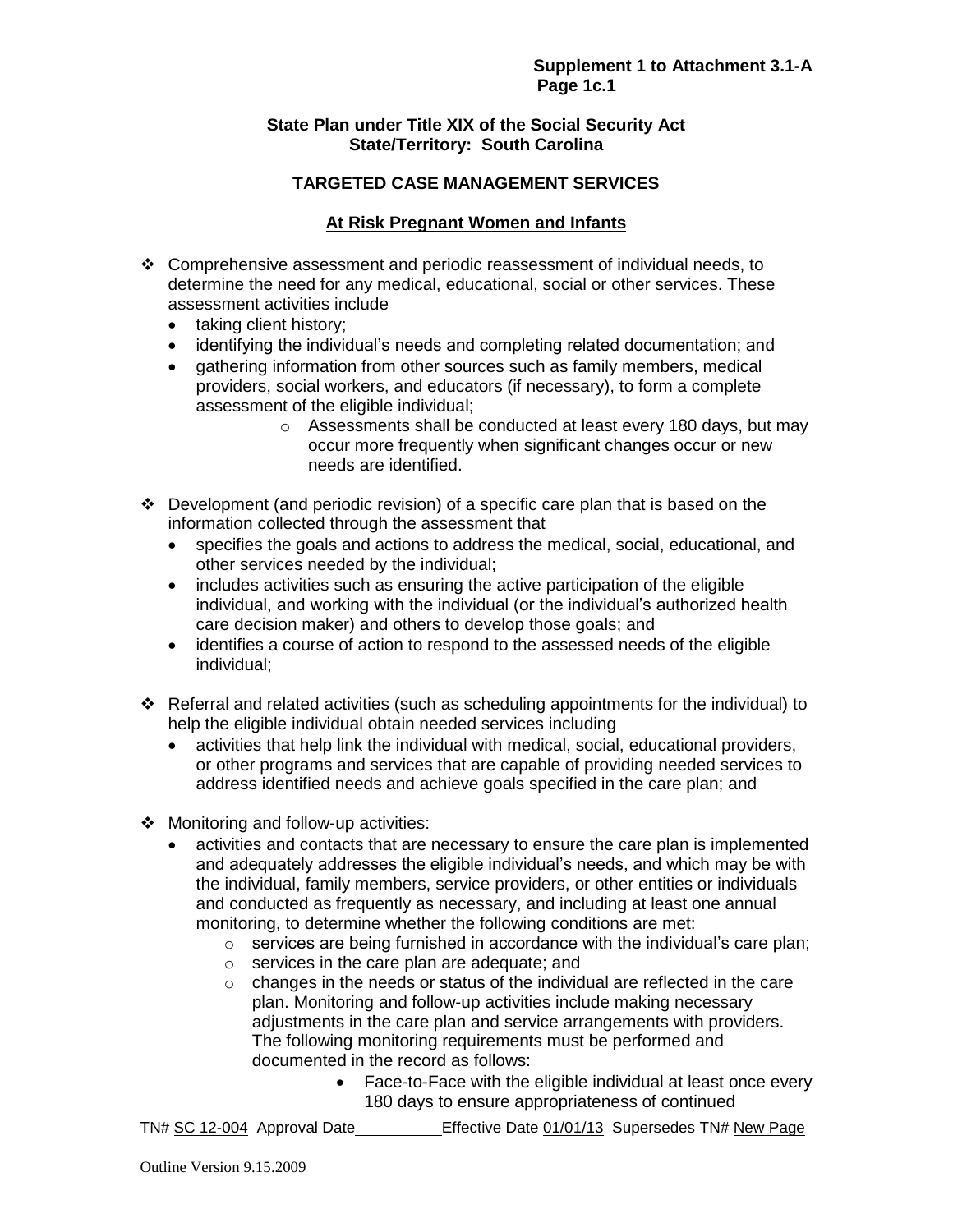**State Plan under Title XIX of the Social Security Act**
**State/Territory: South Carolina**

## TARGETED CASE MANAGEMENT SERVICES

### At Risk Pregnant Women and Infants

- Comprehensive assessment and periodic reassessment of individual needs, to determine the need for any medical, educational, social or other services. These assessment activities include
  - taking client history;
  - identifying the individual's needs and completing related documentation; and
  - gathering information from other sources such as family members, medical providers, social workers, and educators (if necessary), to form a complete assessment of the eligible individual;
    - Assessments shall be conducted at least every 180 days, but may occur more frequently when significant changes occur or new needs are identified.

- Development (and periodic revision) of a specific care plan that is based on the information collected through the assessment that
  - specifies the goals and actions to address the medical, social, educational, and other services needed by the individual;
  - includes activities such as ensuring the active participation of the eligible individual, and working with the individual (or the individual's authorized health care decision maker) and others to develop those goals; and
  - identifies a course of action to respond to the assessed needs of the eligible individual;

- Referral and related activities (such as scheduling appointments for the individual) to help the eligible individual obtain needed services including
  - activities that help link the individual with medical, social, educational providers, or other programs and services that are capable of providing needed services to address identified needs and achieve goals specified in the care plan; and

- Monitoring and follow-up activities:
  - activities and contacts that are necessary to ensure the care plan is implemented and adequately addresses the eligible individual's needs, and which may be with the individual, family members, service providers, or other entities or individuals and conducted as frequently as necessary, and including at least one annual monitoring, to determine whether the following conditions are met:
    - services are being furnished in accordance with the individual's care plan;
    - services in the care plan are adequate; and
    - changes in the needs or status of the individual are reflected in the care plan. Monitoring and follow-up activities include making necessary adjustments in the care plan and service arrangements with providers. The following monitoring requirements must be performed and documented in the record as follows:
      - Face-to-Face with the eligible individual at least once every 180 days to ensure appropriateness of continued

TN# SC 12-004 Approval Date__________ Effective Date 01/01/13 Supersedes TN# New Page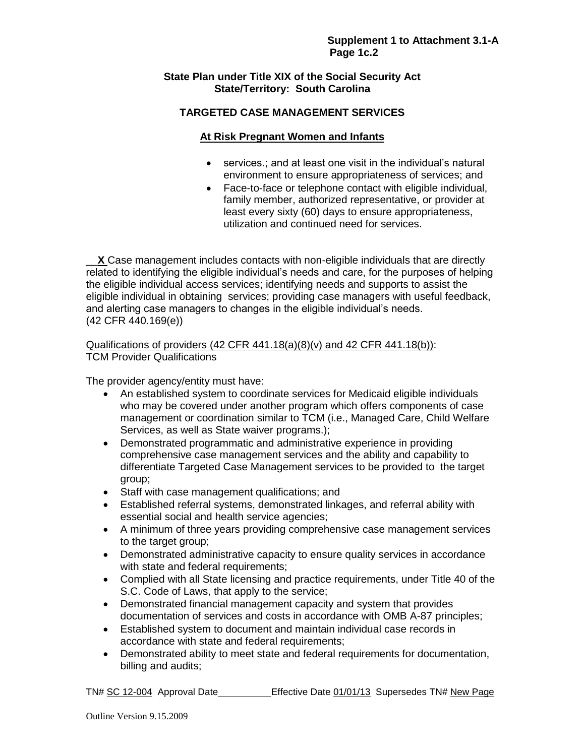**State Plan under Title XIX of the Social Security Act**
**State/Territory: South Carolina**

**TARGETED CASE MANAGEMENT SERVICES**

**At Risk Pregnant Women and Infants**

- services.; and at least one visit in the individual's natural environment to ensure appropriateness of services; and
- Face-to-face or telephone contact with eligible individual, family member, authorized representative, or provider at least every sixty (60) days to ensure appropriateness, utilization and continued need for services.

__**X** Case management includes contacts with non-eligible individuals that are directly related to identifying the eligible individual's needs and care, for the purposes of helping the eligible individual access services; identifying needs and supports to assist the eligible individual in obtaining services; providing case managers with useful feedback, and alerting case managers to changes in the eligible individual's needs. (42 CFR 440.169(e))

Qualifications of providers (42 CFR 441.18(a)(8)(v) and 42 CFR 441.18(b)):
TCM Provider Qualifications

The provider agency/entity must have:

- An established system to coordinate services for Medicaid eligible individuals who may be covered under another program which offers components of case management or coordination similar to TCM (i.e., Managed Care, Child Welfare Services, as well as State waiver programs.);
- Demonstrated programmatic and administrative experience in providing comprehensive case management services and the ability and capability to differentiate Targeted Case Management services to be provided to the target group;
- Staff with case management qualifications; and
- Established referral systems, demonstrated linkages, and referral ability with essential social and health service agencies;
- A minimum of three years providing comprehensive case management services to the target group;
- Demonstrated administrative capacity to ensure quality services in accordance with state and federal requirements;
- Complied with all State licensing and practice requirements, under Title 40 of the S.C. Code of Laws, that apply to the service;
- Demonstrated financial management capacity and system that provides documentation of services and costs in accordance with OMB A-87 principles;
- Established system to document and maintain individual case records in accordance with state and federal requirements;
- Demonstrated ability to meet state and federal requirements for documentation, billing and audits;

TN# SC 12-004 Approval Date __________ Effective Date 01/01/13 Supersedes TN# New Page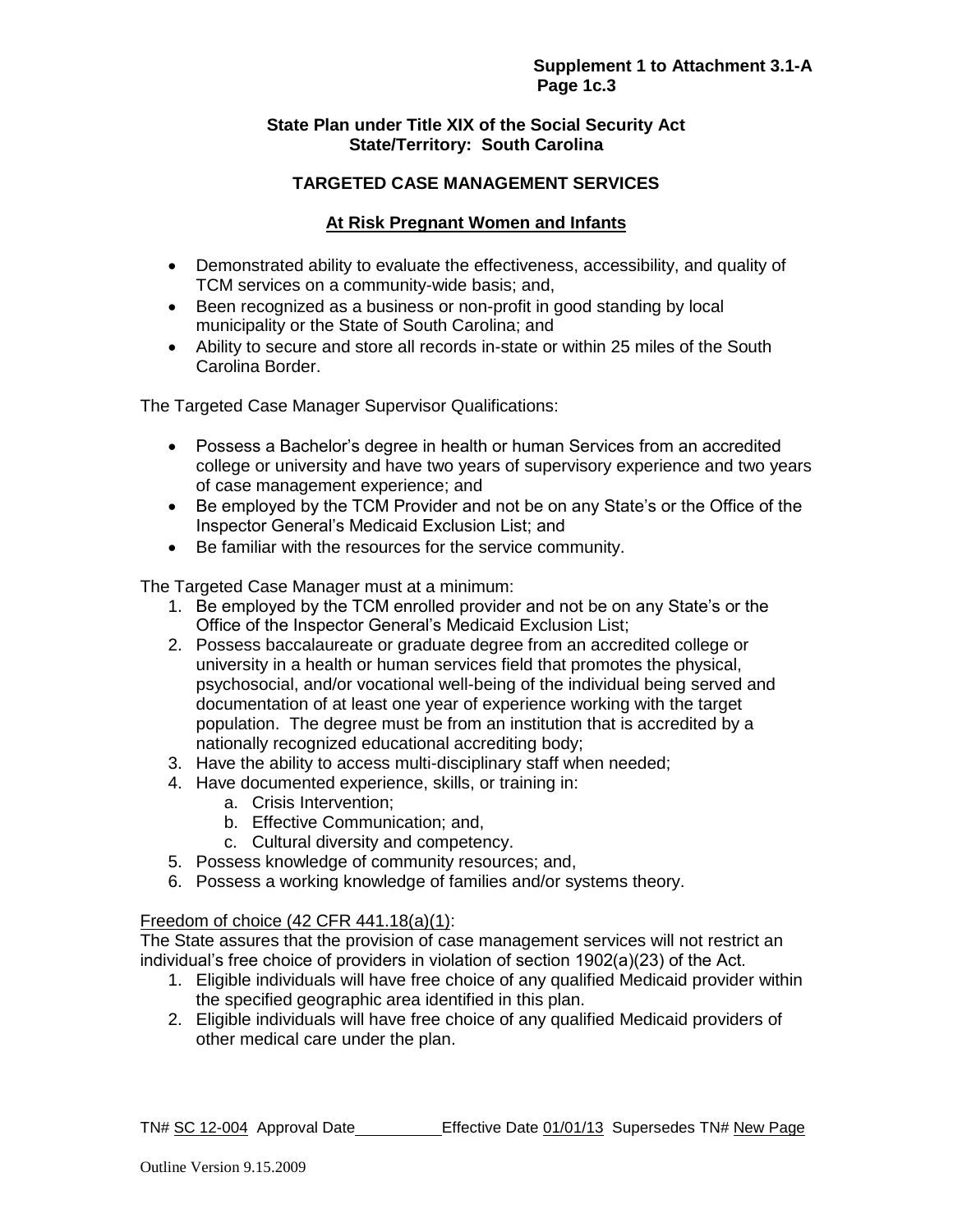**State Plan under Title XIX of the Social Security Act**
**State/Territory: South Carolina**

**TARGETED CASE MANAGEMENT SERVICES**

**At Risk Pregnant Women and Infants**

- Demonstrated ability to evaluate the effectiveness, accessibility, and quality of TCM services on a community-wide basis; and,
- Been recognized as a business or non-profit in good standing by local municipality or the State of South Carolina; and
- Ability to secure and store all records in-state or within 25 miles of the South Carolina Border.

The Targeted Case Manager Supervisor Qualifications:

- Possess a Bachelor's degree in health or human Services from an accredited college or university and have two years of supervisory experience and two years of case management experience; and
- Be employed by the TCM Provider and not be on any State's or the Office of the Inspector General's Medicaid Exclusion List; and
- Be familiar with the resources for the service community.

The Targeted Case Manager must at a minimum:

1. Be employed by the TCM enrolled provider and not be on any State's or the Office of the Inspector General's Medicaid Exclusion List;
2. Possess baccalaureate or graduate degree from an accredited college or university in a health or human services field that promotes the physical, psychosocial, and/or vocational well-being of the individual being served and documentation of at least one year of experience working with the target population. The degree must be from an institution that is accredited by a nationally recognized educational accrediting body;
3. Have the ability to access multi-disciplinary staff when needed;
4. Have documented experience, skills, or training in:
   a. Crisis Intervention;
   b. Effective Communication; and,
   c. Cultural diversity and competency.
5. Possess knowledge of community resources; and,
6. Possess a working knowledge of families and/or systems theory.

Freedom of choice (42 CFR 441.18(a)(1):

The State assures that the provision of case management services will not restrict an individual's free choice of providers in violation of section 1902(a)(23) of the Act.

1. Eligible individuals will have free choice of any qualified Medicaid provider within the specified geographic area identified in this plan.
2. Eligible individuals will have free choice of any qualified Medicaid providers of other medical care under the plan.

TN# SC 12-004 Approval Date \_\_\_\_\_\_\_\_\_\_ Effective Date 01/01/13 Supersedes TN# New Page

Outline Version 9.15.2009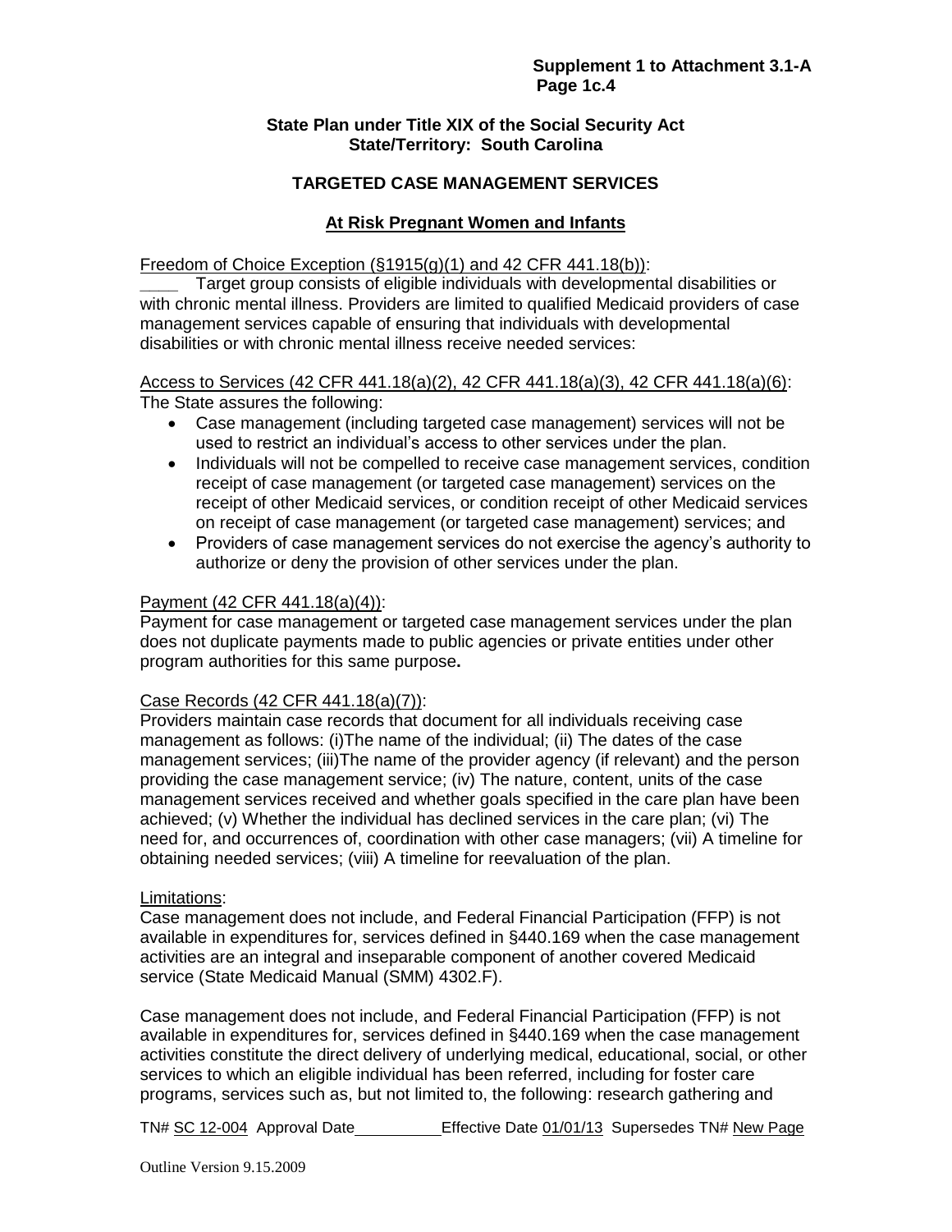**State Plan under Title XIX of the Social Security Act**
**State/Territory: South Carolina**

**TARGETED CASE MANAGEMENT SERVICES**

**At Risk Pregnant Women and Infants**

Freedom of Choice Exception (§1915(g)(1) and 42 CFR 441.18(b)):

____ Target group consists of eligible individuals with developmental disabilities or with chronic mental illness. Providers are limited to qualified Medicaid providers of case management services capable of ensuring that individuals with developmental disabilities or with chronic mental illness receive needed services:

Access to Services (42 CFR 441.18(a)(2), 42 CFR 441.18(a)(3), 42 CFR 441.18(a)(6):
The State assures the following:

- Case management (including targeted case management) services will not be used to restrict an individual's access to other services under the plan.
- Individuals will not be compelled to receive case management services, condition receipt of case management (or targeted case management) services on the receipt of other Medicaid services, or condition receipt of other Medicaid services on receipt of case management (or targeted case management) services; and
- Providers of case management services do not exercise the agency's authority to authorize or deny the provision of other services under the plan.

Payment (42 CFR 441.18(a)(4)):
Payment for case management or targeted case management services under the plan does not duplicate payments made to public agencies or private entities under other program authorities for this same purpose**.**

Case Records (42 CFR 441.18(a)(7)):
Providers maintain case records that document for all individuals receiving case management as follows: (i)The name of the individual; (ii) The dates of the case management services; (iii)The name of the provider agency (if relevant) and the person providing the case management service; (iv) The nature, content, units of the case management services received and whether goals specified in the care plan have been achieved; (v) Whether the individual has declined services in the care plan; (vi) The need for, and occurrences of, coordination with other case managers; (vii) A timeline for obtaining needed services; (viii) A timeline for reevaluation of the plan.

Limitations:
Case management does not include, and Federal Financial Participation (FFP) is not available in expenditures for, services defined in §440.169 when the case management activities are an integral and inseparable component of another covered Medicaid service (State Medicaid Manual (SMM) 4302.F).

Case management does not include, and Federal Financial Participation (FFP) is not available in expenditures for, services defined in §440.169 when the case management activities constitute the direct delivery of underlying medical, educational, social, or other services to which an eligible individual has been referred, including for foster care programs, services such as, but not limited to, the following: research gathering and

TN# SC 12-004 Approval Date__________ Effective Date 01/01/13 Supersedes TN# New Page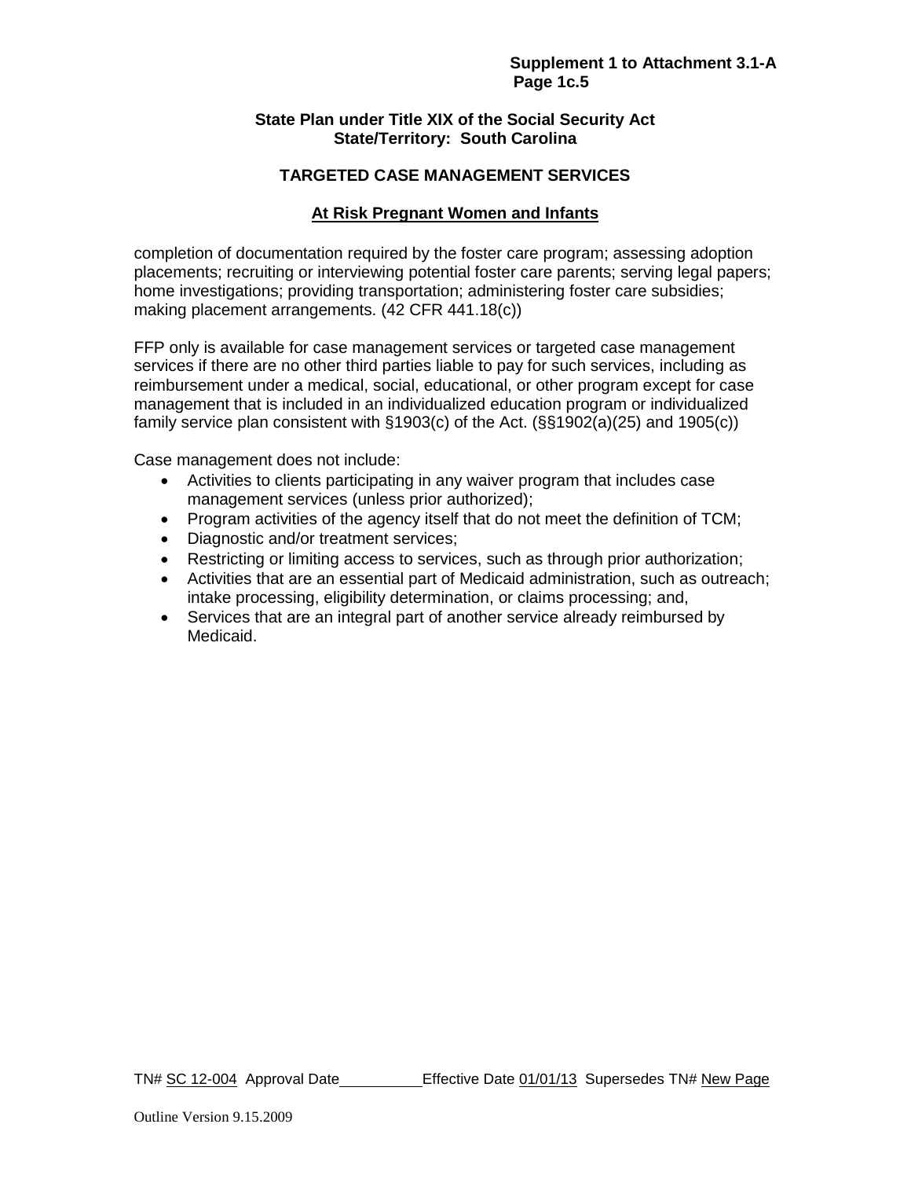**State Plan under Title XIX of the Social Security Act**
**State/Territory: South Carolina**

**TARGETED CASE MANAGEMENT SERVICES**

**At Risk Pregnant Women and Infants**

completion of documentation required by the foster care program; assessing adoption placements; recruiting or interviewing potential foster care parents; serving legal papers; home investigations; providing transportation; administering foster care subsidies; making placement arrangements. (42 CFR 441.18(c))

FFP only is available for case management services or targeted case management services if there are no other third parties liable to pay for such services, including as reimbursement under a medical, social, educational, or other program except for case management that is included in an individualized education program or individualized family service plan consistent with §1903(c) of the Act. (§§1902(a)(25) and 1905(c))

Case management does not include:

- Activities to clients participating in any waiver program that includes case management services (unless prior authorized);
- Program activities of the agency itself that do not meet the definition of TCM;
- Diagnostic and/or treatment services;
- Restricting or limiting access to services, such as through prior authorization;
- Activities that are an essential part of Medicaid administration, such as outreach; intake processing, eligibility determination, or claims processing; and,
- Services that are an integral part of another service already reimbursed by Medicaid.

TN# SC 12-004 Approval Date __________ Effective Date 01/01/13 Supersedes TN# New Page